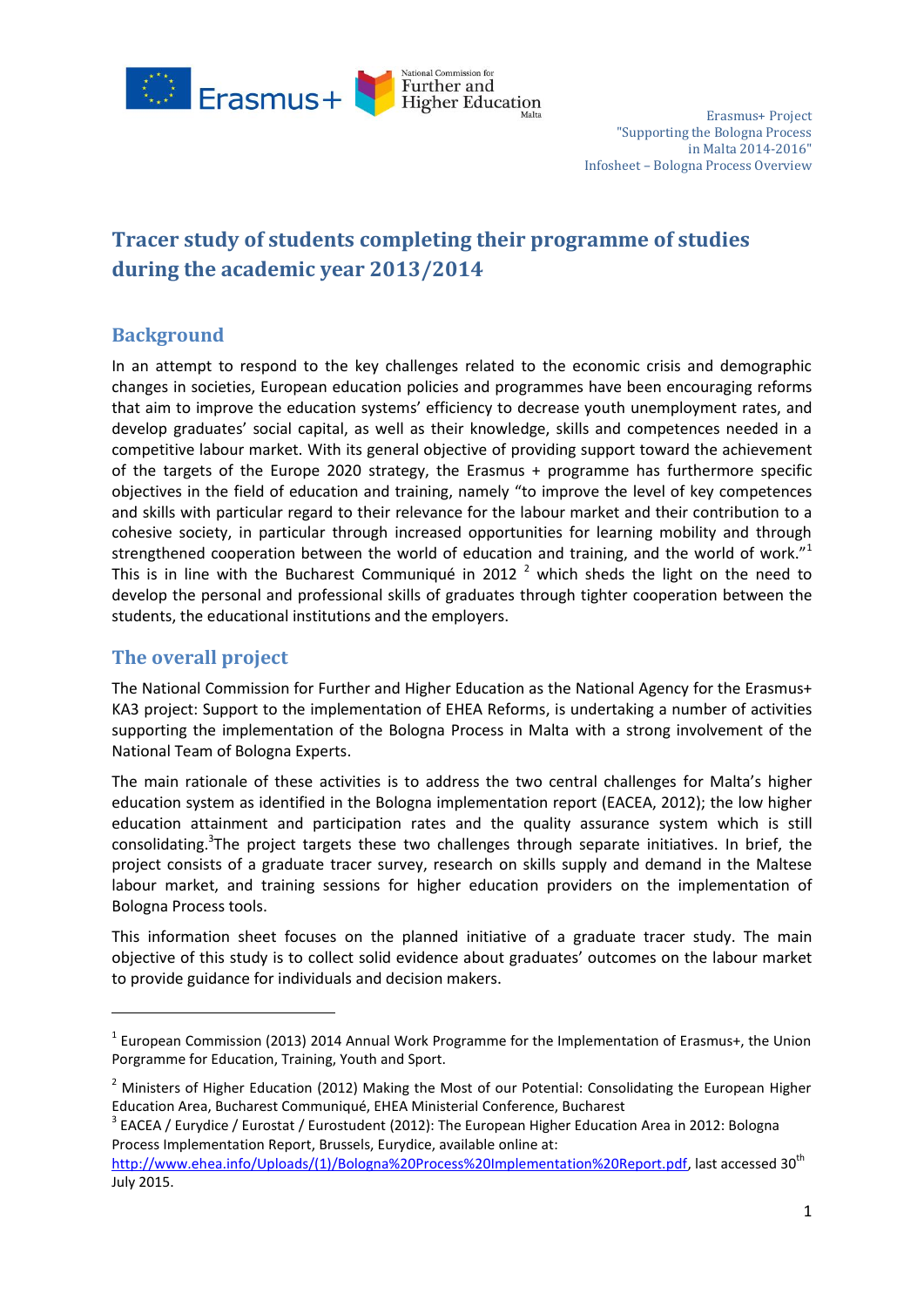Erasmus+ Project
"Supporting the Bologna Process
in Malta 2014-2016"
Infosheet – Bologna Process Overview

# Tracer study of students completing their programme of studies during the academic year 2013/2014

## Background

In an attempt to respond to the key challenges related to the economic crisis and demographic changes in societies, European education policies and programmes have been encouraging reforms that aim to improve the education systems' efficiency to decrease youth unemployment rates, and develop graduates' social capital, as well as their knowledge, skills and competences needed in a competitive labour market. With its general objective of providing support toward the achievement of the targets of the Europe 2020 strategy, the Erasmus + programme has furthermore specific objectives in the field of education and training, namely "to improve the level of key competences and skills with particular regard to their relevance for the labour market and their contribution to a cohesive society, in particular through increased opportunities for learning mobility and through strengthened cooperation between the world of education and training, and the world of work."[1] This is in line with the Bucharest Communiqué in 2012 [2] which sheds the light on the need to develop the personal and professional skills of graduates through tighter cooperation between the students, the educational institutions and the employers.

## The overall project

The National Commission for Further and Higher Education as the National Agency for the Erasmus+ KA3 project: Support to the implementation of EHEA Reforms, is undertaking a number of activities supporting the implementation of the Bologna Process in Malta with a strong involvement of the National Team of Bologna Experts.

The main rationale of these activities is to address the two central challenges for Malta's higher education system as identified in the Bologna implementation report (EACEA, 2012); the low higher education attainment and participation rates and the quality assurance system which is still consolidating.[3]The project targets these two challenges through separate initiatives. In brief, the project consists of a graduate tracer survey, research on skills supply and demand in the Maltese labour market, and training sessions for higher education providers on the implementation of Bologna Process tools.

This information sheet focuses on the planned initiative of a graduate tracer study. The main objective of this study is to collect solid evidence about graduates' outcomes on the labour market to provide guidance for individuals and decision makers.

---

[1] European Commission (2013) 2014 Annual Work Programme for the Implementation of Erasmus+, the Union Porgramme for Education, Training, Youth and Sport.

[2] Ministers of Higher Education (2012) Making the Most of our Potential: Consolidating the European Higher Education Area, Bucharest Communiqué, EHEA Ministerial Conference, Bucharest

[3] EACEA / Eurydice / Eurostat / Eurostudent (2012): The European Higher Education Area in 2012: Bologna Process Implementation Report, Brussels, Eurydice, available online at: http://www.ehea.info/Uploads/(1)/Bologna%20Process%20Implementation%20Report.pdf, last accessed 30th July 2015.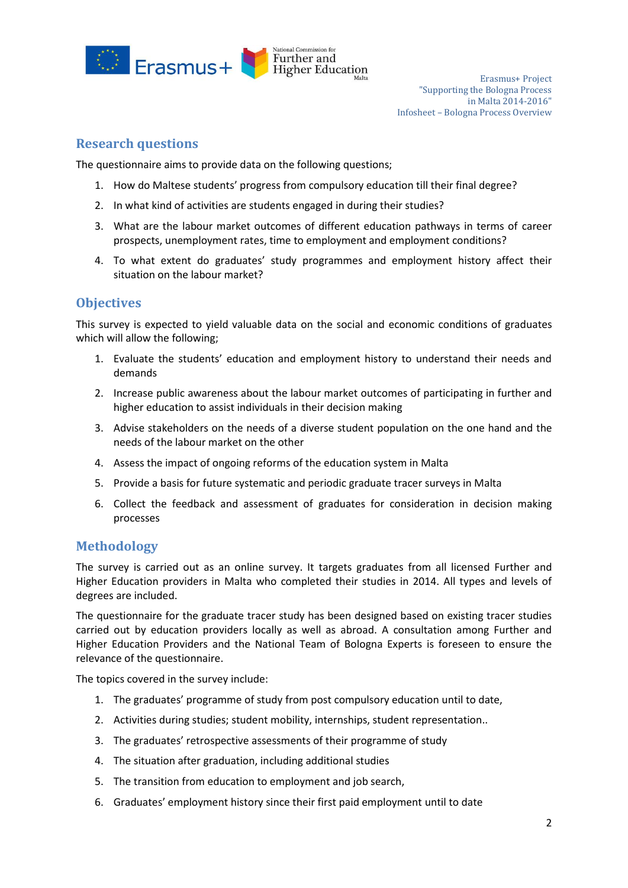## Research questions

The questionnaire aims to provide data on the following questions;

1. How do Maltese students' progress from compulsory education till their final degree?
2. In what kind of activities are students engaged in during their studies?
3. What are the labour market outcomes of different education pathways in terms of career prospects, unemployment rates, time to employment and employment conditions?
4. To what extent do graduates' study programmes and employment history affect their situation on the labour market?

## Objectives

This survey is expected to yield valuable data on the social and economic conditions of graduates which will allow the following;

1. Evaluate the students' education and employment history to understand their needs and demands
2. Increase public awareness about the labour market outcomes of participating in further and higher education to assist individuals in their decision making
3. Advise stakeholders on the needs of a diverse student population on the one hand and the needs of the labour market on the other
4. Assess the impact of ongoing reforms of the education system in Malta
5. Provide a basis for future systematic and periodic graduate tracer surveys in Malta
6. Collect the feedback and assessment of graduates for consideration in decision making processes

## Methodology

The survey is carried out as an online survey. It targets graduates from all licensed Further and Higher Education providers in Malta who completed their studies in 2014. All types and levels of degrees are included.

The questionnaire for the graduate tracer study has been designed based on existing tracer studies carried out by education providers locally as well as abroad. A consultation among Further and Higher Education Providers and the National Team of Bologna Experts is foreseen to ensure the relevance of the questionnaire.

The topics covered in the survey include:

1. The graduates' programme of study from post compulsory education until to date,
2. Activities during studies; student mobility, internships, student representation..
3. The graduates' retrospective assessments of their programme of study
4. The situation after graduation, including additional studies
5. The transition from education to employment and job search,
6. Graduates' employment history since their first paid employment until to date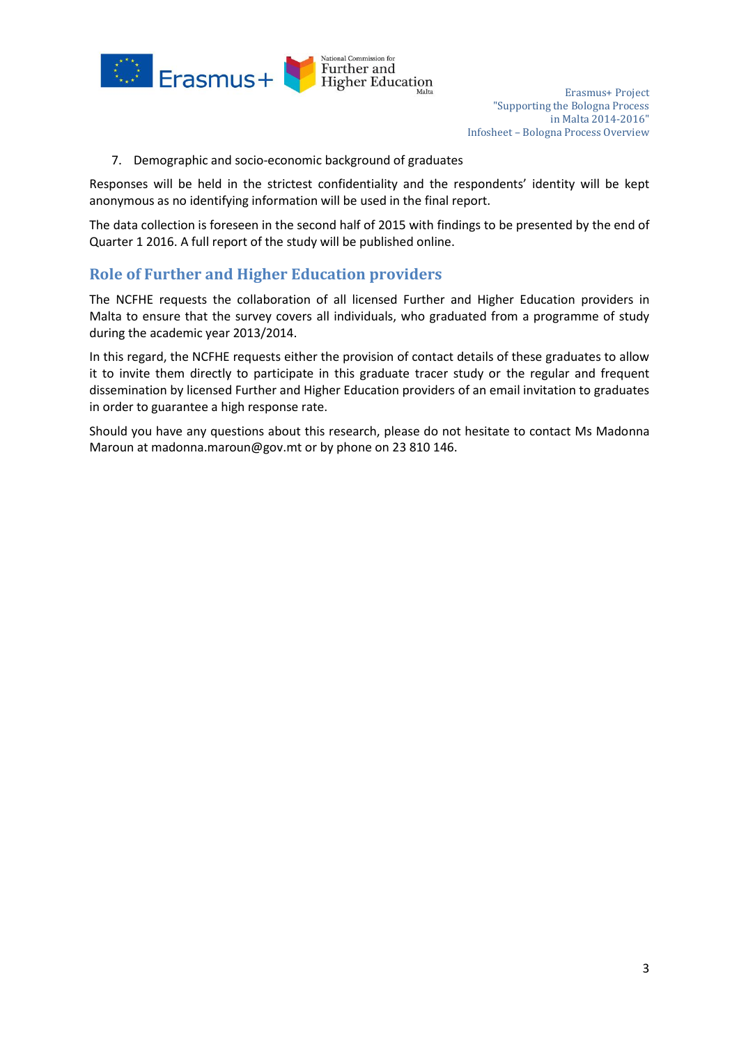7. Demographic and socio-economic background of graduates

Responses will be held in the strictest confidentiality and the respondents' identity will be kept anonymous as no identifying information will be used in the final report.

The data collection is foreseen in the second half of 2015 with findings to be presented by the end of Quarter 1 2016. A full report of the study will be published online.

## Role of Further and Higher Education providers

The NCFHE requests the collaboration of all licensed Further and Higher Education providers in Malta to ensure that the survey covers all individuals, who graduated from a programme of study during the academic year 2013/2014.

In this regard, the NCFHE requests either the provision of contact details of these graduates to allow it to invite them directly to participate in this graduate tracer study or the regular and frequent dissemination by licensed Further and Higher Education providers of an email invitation to graduates in order to guarantee a high response rate.

Should you have any questions about this research, please do not hesitate to contact Ms Madonna Maroun at madonna.maroun@gov.mt or by phone on 23 810 146.